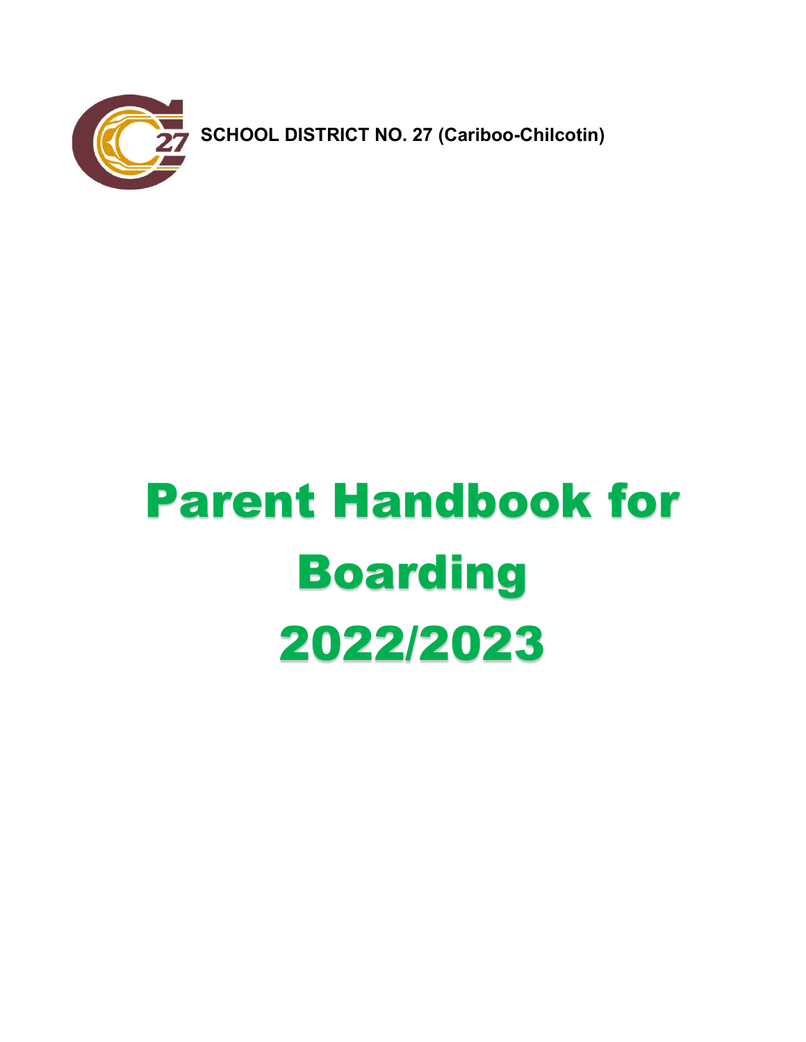SCHOOL DISTRICT NO. 27 (Cariboo-Chilcotin)

# Parent Handbook for Boarding 2022/2023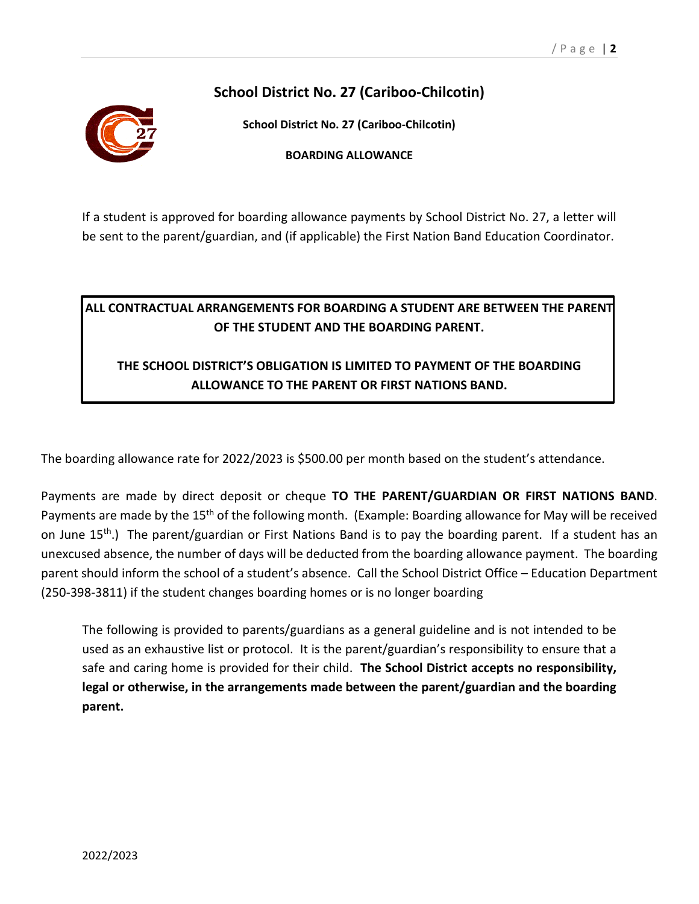# School District No. 27 (Cariboo-Chilcotin)

**School District No. 27 (Cariboo-Chilcotin)**

**BOARDING ALLOWANCE**

If a student is approved for boarding allowance payments by School District No. 27, a letter will be sent to the parent/guardian, and (if applicable) the First Nation Band Education Coordinator.

**ALL CONTRACTUAL ARRANGEMENTS FOR BOARDING A STUDENT ARE BETWEEN THE PARENT OF THE STUDENT AND THE BOARDING PARENT.**

**THE SCHOOL DISTRICT'S OBLIGATION IS LIMITED TO PAYMENT OF THE BOARDING ALLOWANCE TO THE PARENT OR FIRST NATIONS BAND.**

The boarding allowance rate for 2022/2023 is $500.00 per month based on the student's attendance.

Payments are made by direct deposit or cheque **TO THE PARENT/GUARDIAN OR FIRST NATIONS BAND**. Payments are made by the 15th of the following month. (Example: Boarding allowance for May will be received on June 15th.) The parent/guardian or First Nations Band is to pay the boarding parent. If a student has an unexcused absence, the number of days will be deducted from the boarding allowance payment. The boarding parent should inform the school of a student's absence. Call the School District Office – Education Department (250-398-3811) if the student changes boarding homes or is no longer boarding

The following is provided to parents/guardians as a general guideline and is not intended to be used as an exhaustive list or protocol. It is the parent/guardian's responsibility to ensure that a safe and caring home is provided for their child. **The School District accepts no responsibility, legal or otherwise, in the arrangements made between the parent/guardian and the boarding parent.**

2022/2023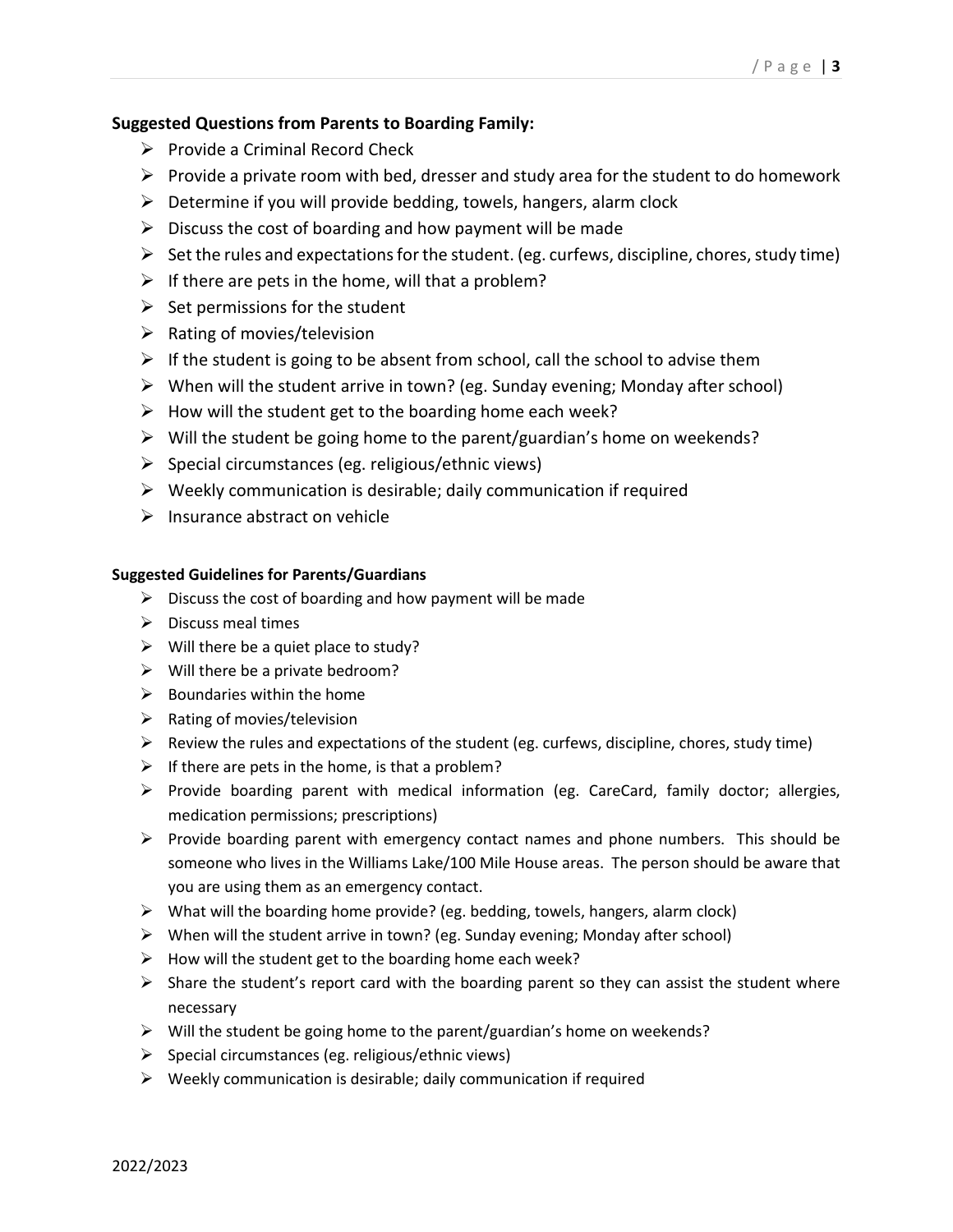### Suggested Questions from Parents to Boarding Family:

- Provide a Criminal Record Check
- Provide a private room with bed, dresser and study area for the student to do homework
- Determine if you will provide bedding, towels, hangers, alarm clock
- Discuss the cost of boarding and how payment will be made
- Set the rules and expectations for the student. (eg. curfews, discipline, chores, study time)
- If there are pets in the home, will that a problem?
- Set permissions for the student
- Rating of movies/television
- If the student is going to be absent from school, call the school to advise them
- When will the student arrive in town? (eg. Sunday evening; Monday after school)
- How will the student get to the boarding home each week?
- Will the student be going home to the parent/guardian's home on weekends?
- Special circumstances (eg. religious/ethnic views)
- Weekly communication is desirable; daily communication if required
- Insurance abstract on vehicle

#### Suggested Guidelines for Parents/Guardians

- Discuss the cost of boarding and how payment will be made
- Discuss meal times
- Will there be a quiet place to study?
- Will there be a private bedroom?
- Boundaries within the home
- Rating of movies/television
- Review the rules and expectations of the student (eg. curfews, discipline, chores, study time)
- If there are pets in the home, is that a problem?
- Provide boarding parent with medical information (eg. CareCard, family doctor; allergies, medication permissions; prescriptions)
- Provide boarding parent with emergency contact names and phone numbers. This should be someone who lives in the Williams Lake/100 Mile House areas. The person should be aware that you are using them as an emergency contact.
- What will the boarding home provide? (eg. bedding, towels, hangers, alarm clock)
- When will the student arrive in town? (eg. Sunday evening; Monday after school)
- How will the student get to the boarding home each week?
- Share the student's report card with the boarding parent so they can assist the student where necessary
- Will the student be going home to the parent/guardian's home on weekends?
- Special circumstances (eg. religious/ethnic views)
- Weekly communication is desirable; daily communication if required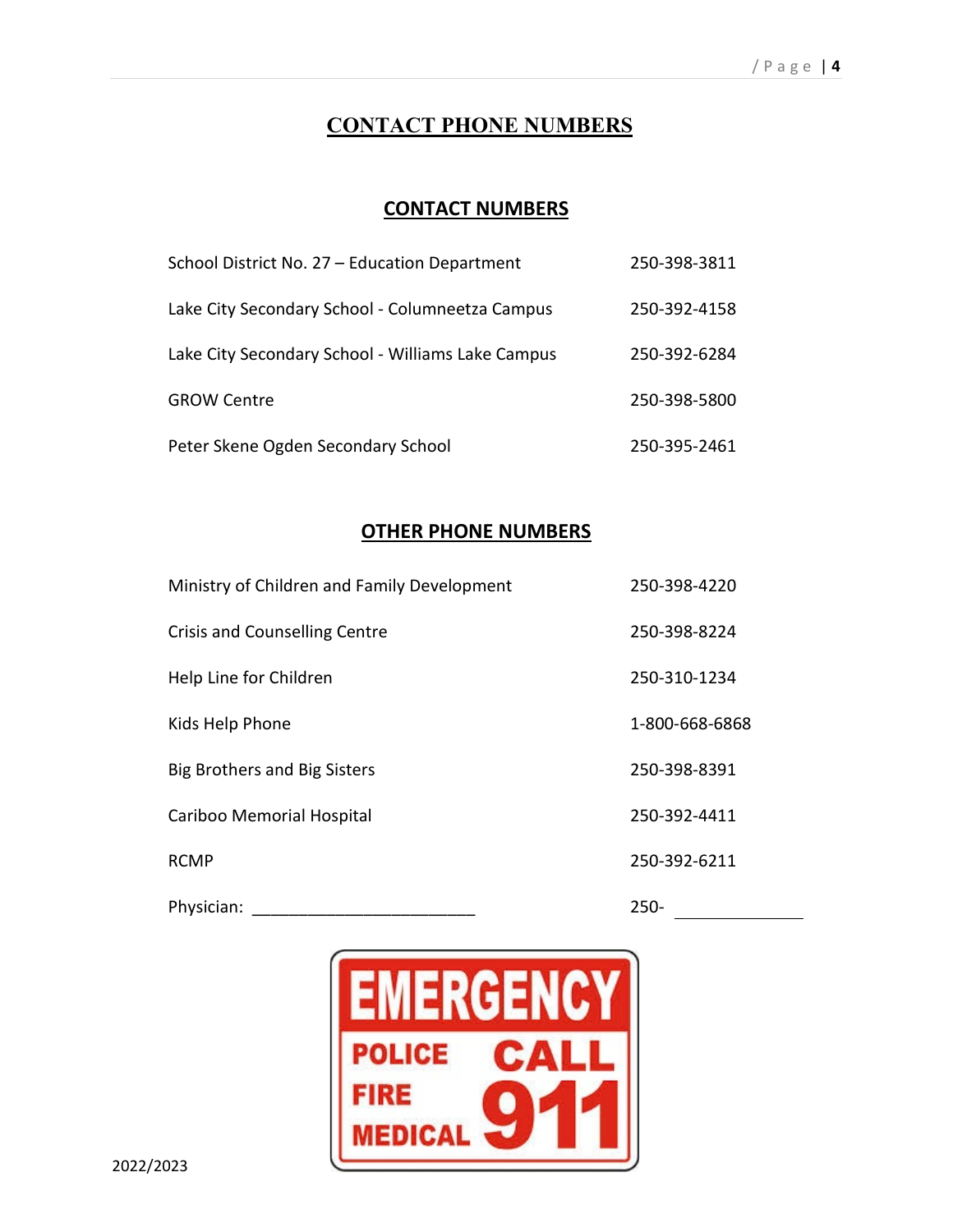# CONTACT PHONE NUMBERS

## CONTACT NUMBERS

| | |
|---|---|
| School District No. 27 – Education Department | 250-398-3811 |
| Lake City Secondary School - Columneetza Campus | 250-392-4158 |
| Lake City Secondary School - Williams Lake Campus | 250-392-6284 |
| GROW Centre | 250-398-5800 |
| Peter Skene Ogden Secondary School | 250-395-2461 |

## OTHER PHONE NUMBERS

| | |
|---|---|
| Ministry of Children and Family Development | 250-398-4220 |
| Crisis and Counselling Centre | 250-398-8224 |
| Help Line for Children | 250-310-1234 |
| Kids Help Phone | 1-800-668-6868 |
| Big Brothers and Big Sisters | 250-398-8391 |
| Cariboo Memorial Hospital | 250-392-4411 |
| RCMP | 250-392-6211 |
| Physician: ________________________ | 250- ______________ |

EMERGENCY

POLICE
FIRE
MEDICAL

CALL 911

2022/2023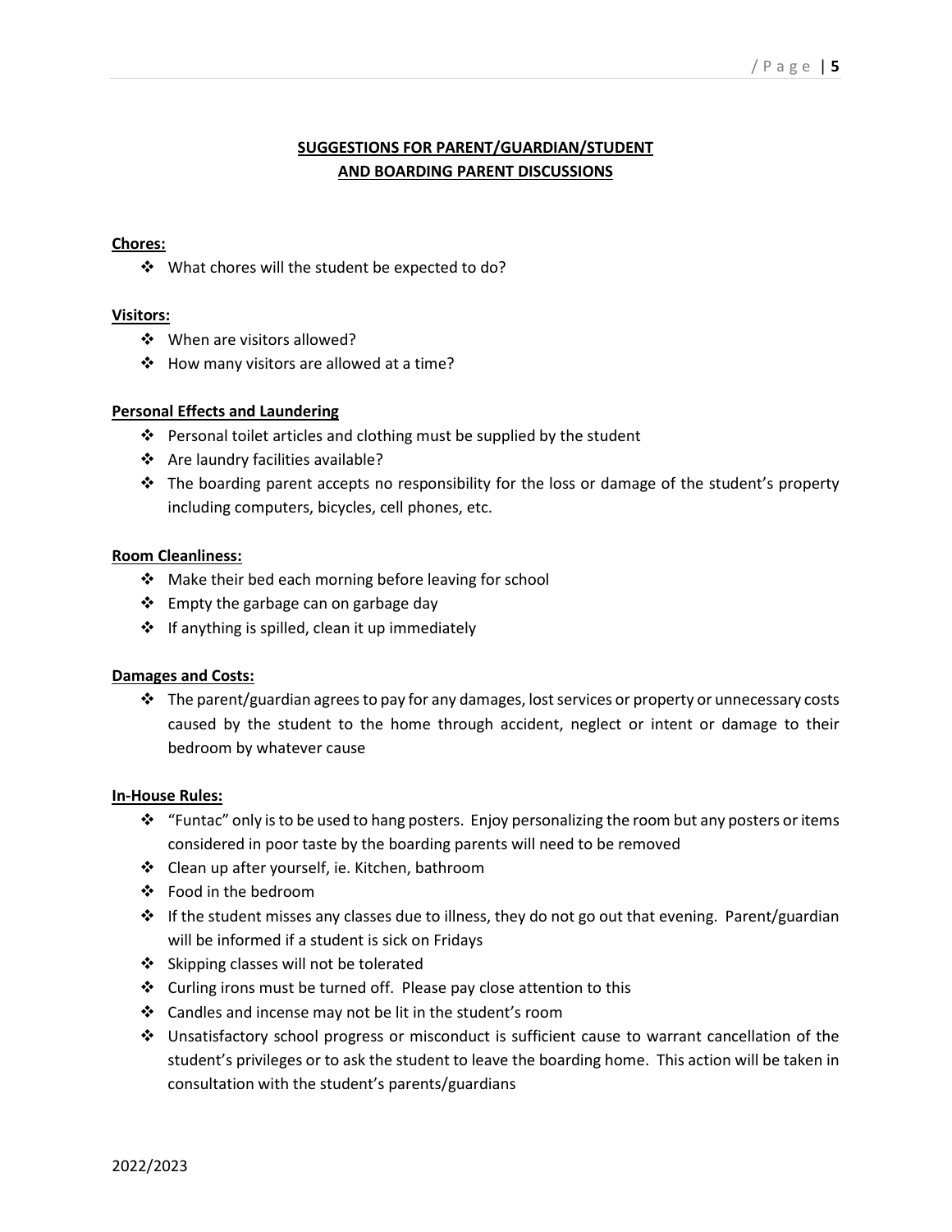## SUGGESTIONS FOR PARENT/GUARDIAN/STUDENT AND BOARDING PARENT DISCUSSIONS

**Chores:**

- What chores will the student be expected to do?

**Visitors:**

- When are visitors allowed?
- How many visitors are allowed at a time?

**Personal Effects and Laundering**

- Personal toilet articles and clothing must be supplied by the student
- Are laundry facilities available?
- The boarding parent accepts no responsibility for the loss or damage of the student's property including computers, bicycles, cell phones, etc.

**Room Cleanliness:**

- Make their bed each morning before leaving for school
- Empty the garbage can on garbage day
- If anything is spilled, clean it up immediately

**Damages and Costs:**

- The parent/guardian agrees to pay for any damages, lost services or property or unnecessary costs caused by the student to the home through accident, neglect or intent or damage to their bedroom by whatever cause

**In-House Rules:**

- "Funtac" only is to be used to hang posters. Enjoy personalizing the room but any posters or items considered in poor taste by the boarding parents will need to be removed
- Clean up after yourself, ie. Kitchen, bathroom
- Food in the bedroom
- If the student misses any classes due to illness, they do not go out that evening. Parent/guardian will be informed if a student is sick on Fridays
- Skipping classes will not be tolerated
- Curling irons must be turned off. Please pay close attention to this
- Candles and incense may not be lit in the student's room
- Unsatisfactory school progress or misconduct is sufficient cause to warrant cancellation of the student's privileges or to ask the student to leave the boarding home. This action will be taken in consultation with the student's parents/guardians

2022/2023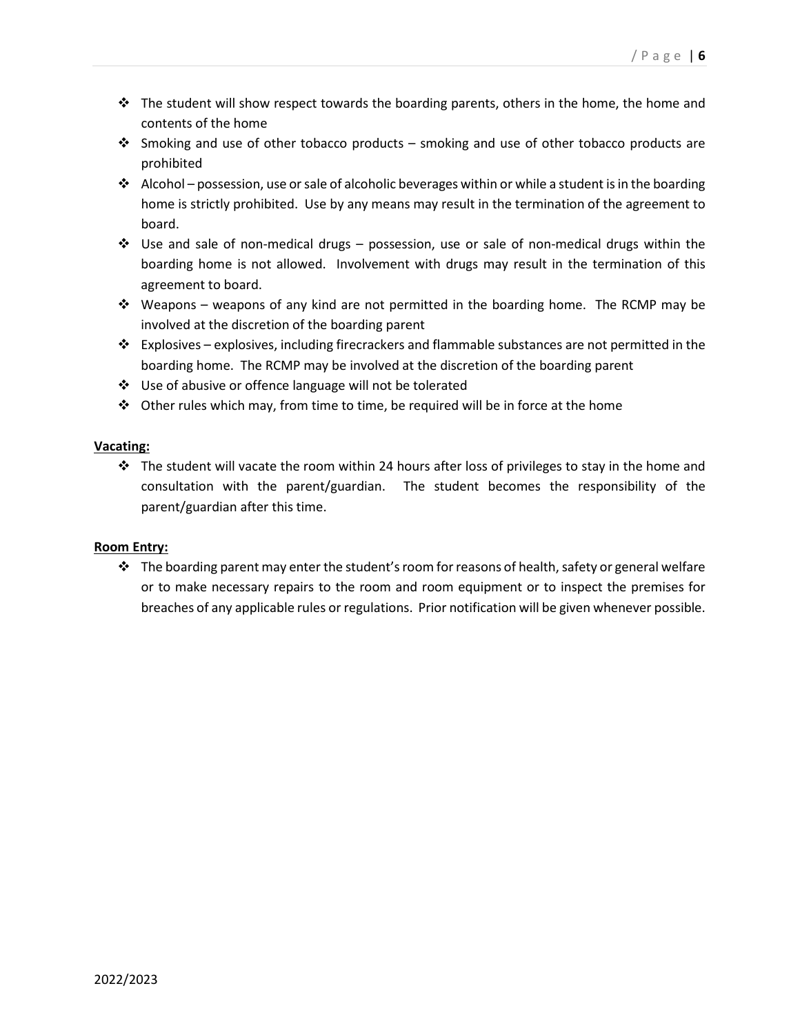- The student will show respect towards the boarding parents, others in the home, the home and contents of the home
- Smoking and use of other tobacco products – smoking and use of other tobacco products are prohibited
- Alcohol – possession, use or sale of alcoholic beverages within or while a student is in the boarding home is strictly prohibited. Use by any means may result in the termination of the agreement to board.
- Use and sale of non-medical drugs – possession, use or sale of non-medical drugs within the boarding home is not allowed. Involvement with drugs may result in the termination of this agreement to board.
- Weapons – weapons of any kind are not permitted in the boarding home. The RCMP may be involved at the discretion of the boarding parent
- Explosives – explosives, including firecrackers and flammable substances are not permitted in the boarding home. The RCMP may be involved at the discretion of the boarding parent
- Use of abusive or offence language will not be tolerated
- Other rules which may, from time to time, be required will be in force at the home

**Vacating:**

- The student will vacate the room within 24 hours after loss of privileges to stay in the home and consultation with the parent/guardian. The student becomes the responsibility of the parent/guardian after this time.

**Room Entry:**

- The boarding parent may enter the student's room for reasons of health, safety or general welfare or to make necessary repairs to the room and room equipment or to inspect the premises for breaches of any applicable rules or regulations. Prior notification will be given whenever possible.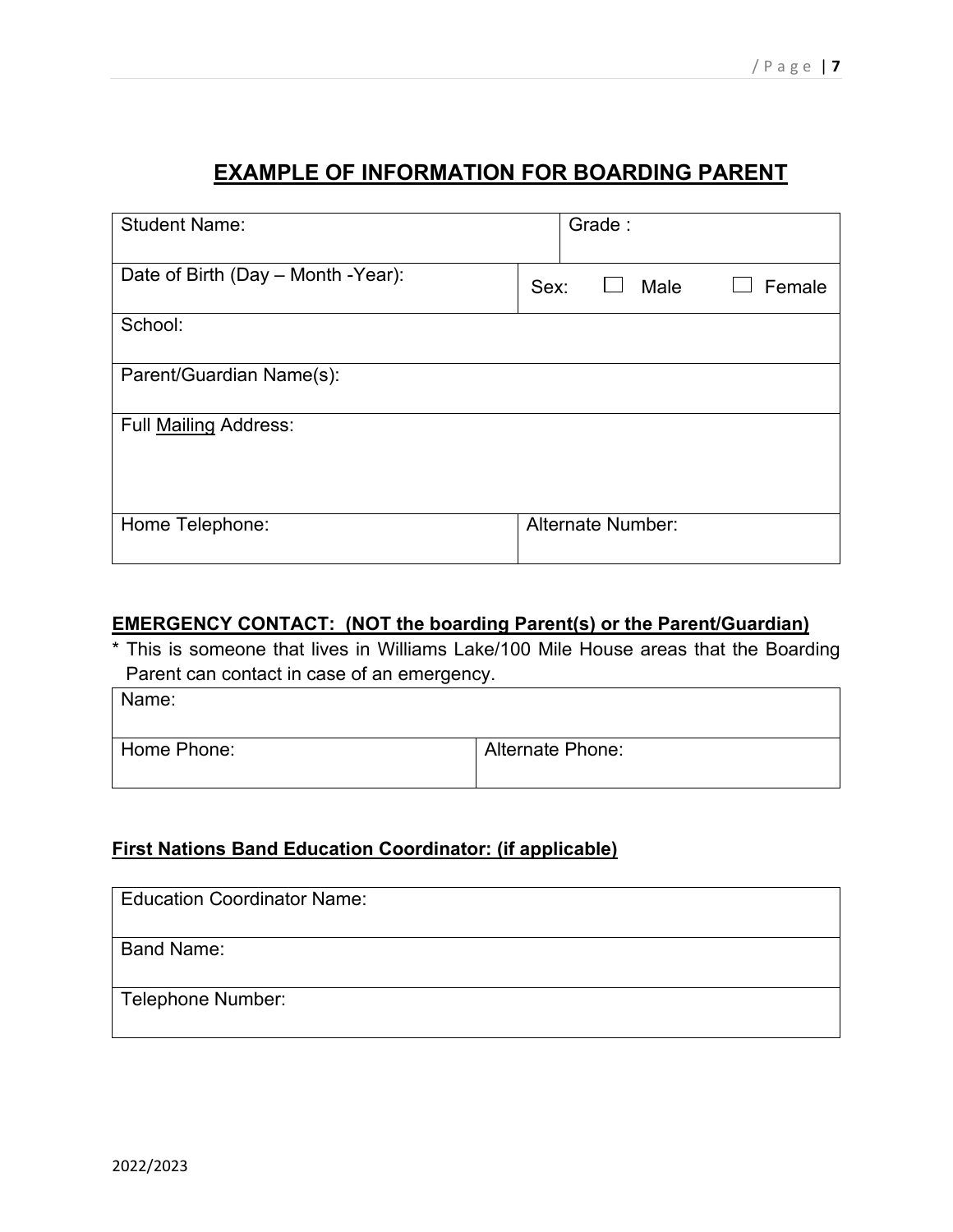# EXAMPLE OF INFORMATION FOR BOARDING PARENT

| | |
|---|---|
| Student Name: | Grade : |
| Date of Birth (Day – Month -Year): | Sex: ☐ Male ☐ Female |
| School: | |
| Parent/Guardian Name(s): | |
| Full Mailing Address: | |
| Home Telephone: | Alternate Number: |

**EMERGENCY CONTACT: (NOT the boarding Parent(s) or the Parent/Guardian)**

* This is someone that lives in Williams Lake/100 Mile House areas that the Boarding Parent can contact in case of an emergency.

| | |
|---|---|
| Name: | |
| Home Phone: | Alternate Phone: |

**First Nations Band Education Coordinator: (if applicable)**

| |
|---|
| Education Coordinator Name: |
| Band Name: |
| Telephone Number: |

2022/2023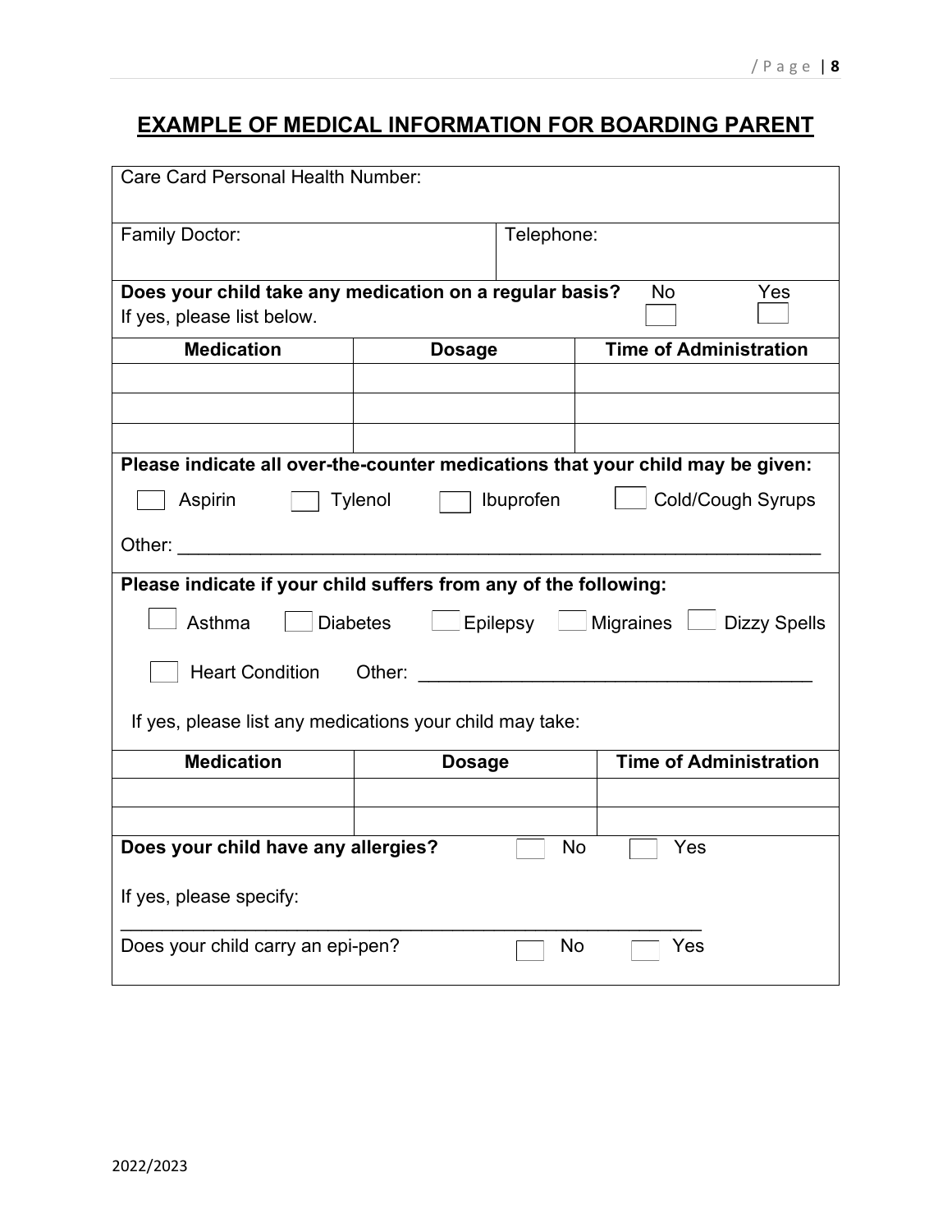## EXAMPLE OF MEDICAL INFORMATION FOR BOARDING PARENT

Care Card Personal Health Number:

| Family Doctor: | Telephone: |
|---|---|

**Does your child take any medication on a regular basis?** No ☐ Yes ☐
If yes, please list below.

| Medication | Dosage | Time of Administration |
|---|---|---|
| | | |
| | | |
| | | |

**Please indicate all over-the-counter medications that your child may be given:**

☐ Aspirin ☐ Tylenol ☐ Ibuprofen ☐ Cold/Cough Syrups

Other: ____________________________________________________________

**Please indicate if your child suffers from any of the following:**

☐ Asthma ☐ Diabetes ☐ Epilepsy ☐ Migraines ☐ Dizzy Spells

☐ Heart Condition Other: ____________________________________

If yes, please list any medications your child may take:

| Medication | Dosage | Time of Administration |
|---|---|---|
| | | |
| | | |

**Does your child have any allergies?** ☐ No ☐ Yes

If yes, please specify:

_______________________________________________________

Does your child carry an epi-pen? ☐ No ☐ Yes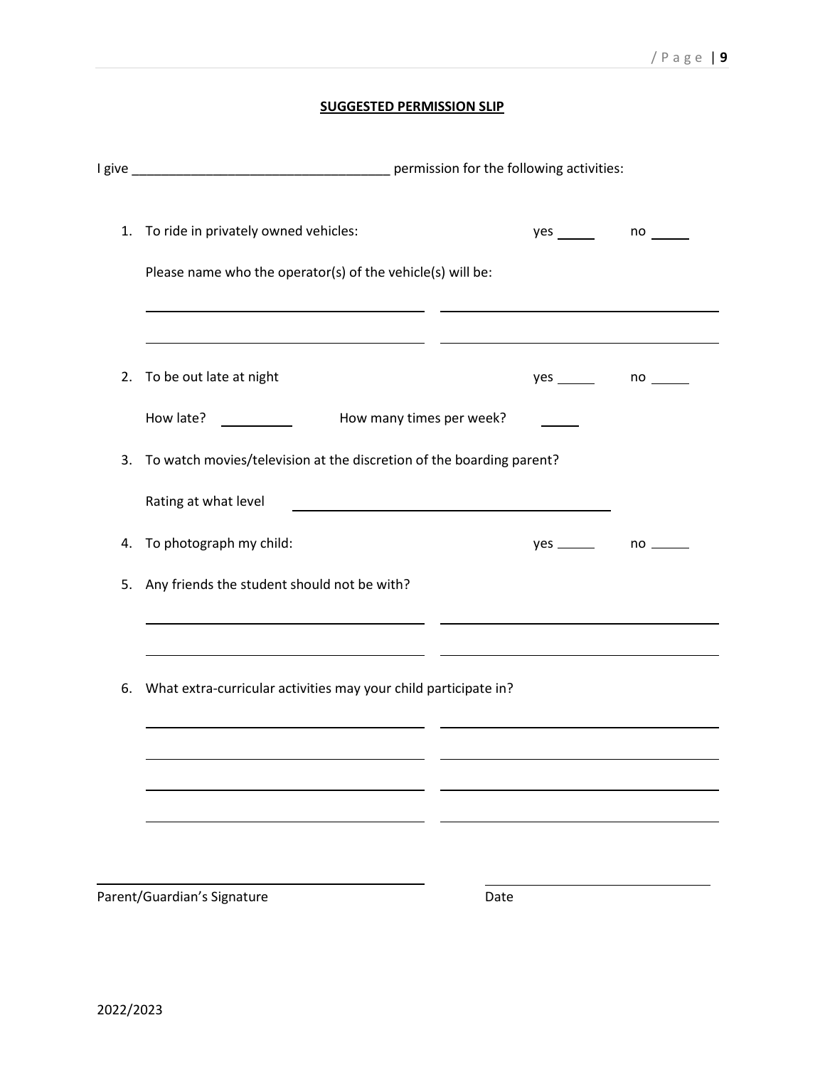**SUGGESTED PERMISSION SLIP**

I give ___________________________________ permission for the following activities:

1. To ride in privately owned vehicles: yes _____ no _____

   Please name who the operator(s) of the vehicle(s) will be:

   ______________________________ ______________________________

   ______________________________ ______________________________

2. To be out late at night yes _____ no _____

   How late? __________ How many times per week? _____

3. To watch movies/television at the discretion of the boarding parent?

   Rating at what level ______________________________

4. To photograph my child: yes _____ no _____

5. Any friends the student should not be with?

   ______________________________ ______________________________

   ______________________________ ______________________________

6. What extra-curricular activities may your child participate in?

   ______________________________ ______________________________

   ______________________________ ______________________________

   ______________________________ ______________________________

   ______________________________ ______________________________

______________________________ ______________________________

Parent/Guardian's Signature Date

2022/2023